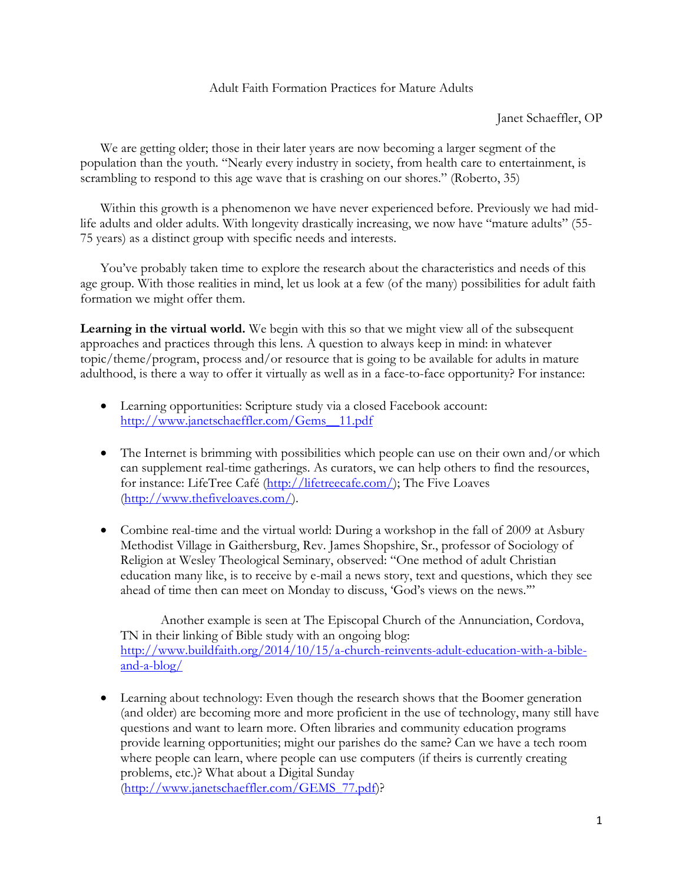# Adult Faith Formation Practices for Mature Adults

Janet Schaeffler, OP

We are getting older; those in their later years are now becoming a larger segment of the population than the youth. "Nearly every industry in society, from health care to entertainment, is scrambling to respond to this age wave that is crashing on our shores." (Roberto, 35)

Within this growth is a phenomenon we have never experienced before. Previously we had mid-life adults and older adults. With longevity drastically increasing, we now have "mature adults" (55-75 years) as a distinct group with specific needs and interests.

You've probably taken time to explore the research about the characteristics and needs of this age group. With those realities in mind, let us look at a few (of the many) possibilities for adult faith formation we might offer them.

**Learning in the virtual world.** We begin with this so that we might view all of the subsequent approaches and practices through this lens. A question to always keep in mind: in whatever topic/theme/program, process and/or resource that is going to be available for adults in mature adulthood, is there a way to offer it virtually as well as in a face-to-face opportunity? For instance:

- Learning opportunities: Scripture study via a closed Facebook account: http://www.janetschaeffler.com/Gems__11.pdf

- The Internet is brimming with possibilities which people can use on their own and/or which can supplement real-time gatherings. As curators, we can help others to find the resources, for instance: LifeTree Café (http://lifetreecafe.com/); The Five Loaves (http://www.thefiveloaves.com/).

- Combine real-time and the virtual world: During a workshop in the fall of 2009 at Asbury Methodist Village in Gaithersburg, Rev. James Shopshire, Sr., professor of Sociology of Religion at Wesley Theological Seminary, observed: "One method of adult Christian education many like, is to receive by e-mail a news story, text and questions, which they see ahead of time then can meet on Monday to discuss, 'God's views on the news.'"

  Another example is seen at The Episcopal Church of the Annunciation, Cordova, TN in their linking of Bible study with an ongoing blog: http://www.buildfaith.org/2014/10/15/a-church-reinvents-adult-education-with-a-bible-and-a-blog/

- Learning about technology: Even though the research shows that the Boomer generation (and older) are becoming more and more proficient in the use of technology, many still have questions and want to learn more. Often libraries and community education programs provide learning opportunities; might our parishes do the same? Can we have a tech room where people can learn, where people can use computers (if theirs is currently creating problems, etc.)? What about a Digital Sunday (http://www.janetschaeffler.com/GEMS_77.pdf)?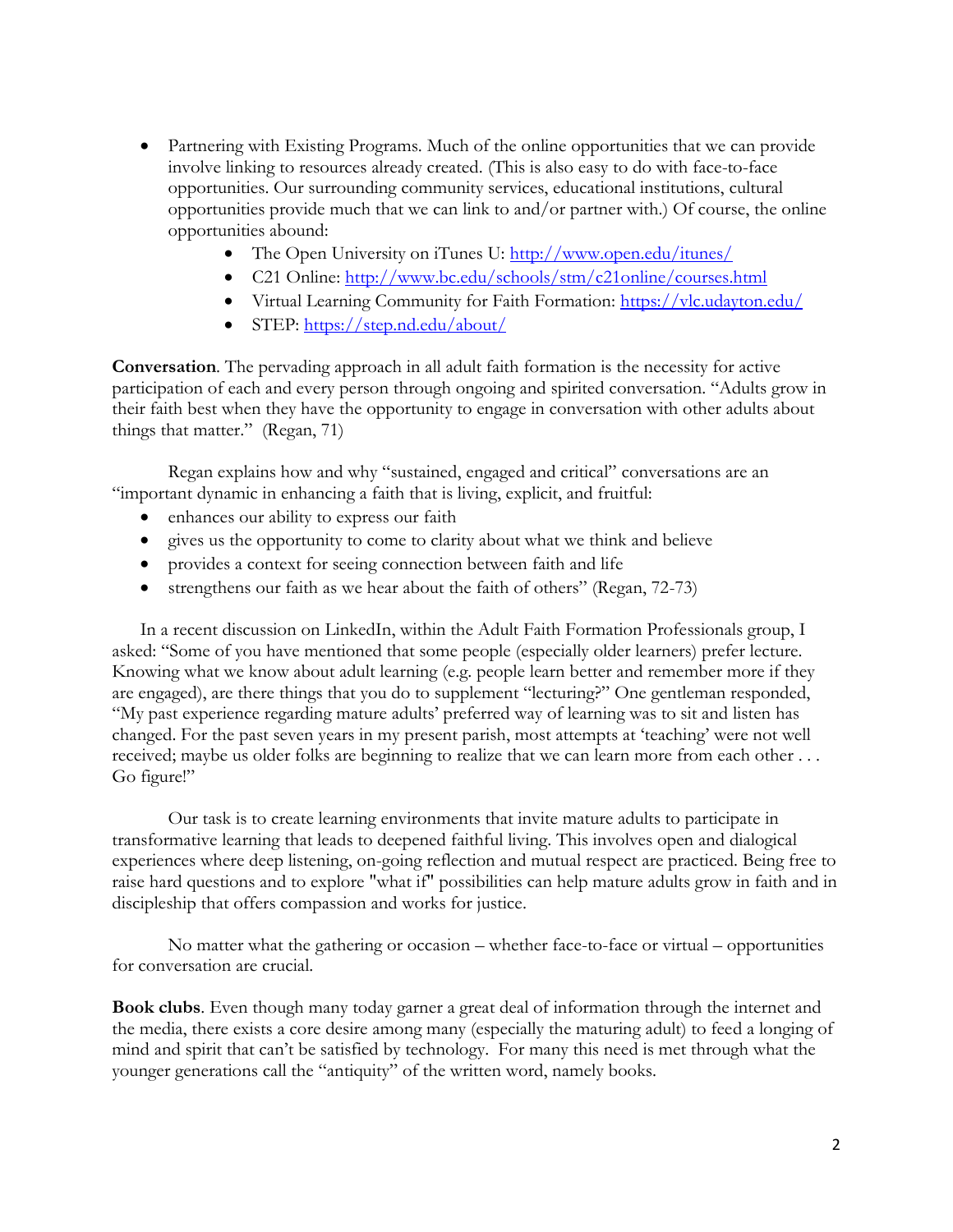- Partnering with Existing Programs. Much of the online opportunities that we can provide involve linking to resources already created. (This is also easy to do with face-to-face opportunities. Our surrounding community services, educational institutions, cultural opportunities provide much that we can link to and/or partner with.) Of course, the online opportunities abound:
    - The Open University on iTunes U: http://www.open.edu/itunes/
    - C21 Online: http://www.bc.edu/schools/stm/c21online/courses.html
    - Virtual Learning Community for Faith Formation: https://vlc.udayton.edu/
    - STEP: https://step.nd.edu/about/

**Conversation**. The pervading approach in all adult faith formation is the necessity for active participation of each and every person through ongoing and spirited conversation. "Adults grow in their faith best when they have the opportunity to engage in conversation with other adults about things that matter." (Regan, 71)

Regan explains how and why "sustained, engaged and critical" conversations are an "important dynamic in enhancing a faith that is living, explicit, and fruitful:

- enhances our ability to express our faith
- gives us the opportunity to come to clarity about what we think and believe
- provides a context for seeing connection between faith and life
- strengthens our faith as we hear about the faith of others" (Regan, 72-73)

In a recent discussion on LinkedIn, within the Adult Faith Formation Professionals group, I asked: "Some of you have mentioned that some people (especially older learners) prefer lecture. Knowing what we know about adult learning (e.g. people learn better and remember more if they are engaged), are there things that you do to supplement "lecturing?" One gentleman responded, "My past experience regarding mature adults' preferred way of learning was to sit and listen has changed. For the past seven years in my present parish, most attempts at 'teaching' were not well received; maybe us older folks are beginning to realize that we can learn more from each other . . . Go figure!"

Our task is to create learning environments that invite mature adults to participate in transformative learning that leads to deepened faithful living. This involves open and dialogical experiences where deep listening, on-going reflection and mutual respect are practiced. Being free to raise hard questions and to explore "what if" possibilities can help mature adults grow in faith and in discipleship that offers compassion and works for justice.

No matter what the gathering or occasion – whether face-to-face or virtual – opportunities for conversation are crucial.

**Book clubs**. Even though many today garner a great deal of information through the internet and the media, there exists a core desire among many (especially the maturing adult) to feed a longing of mind and spirit that can't be satisfied by technology. For many this need is met through what the younger generations call the "antiquity" of the written word, namely books.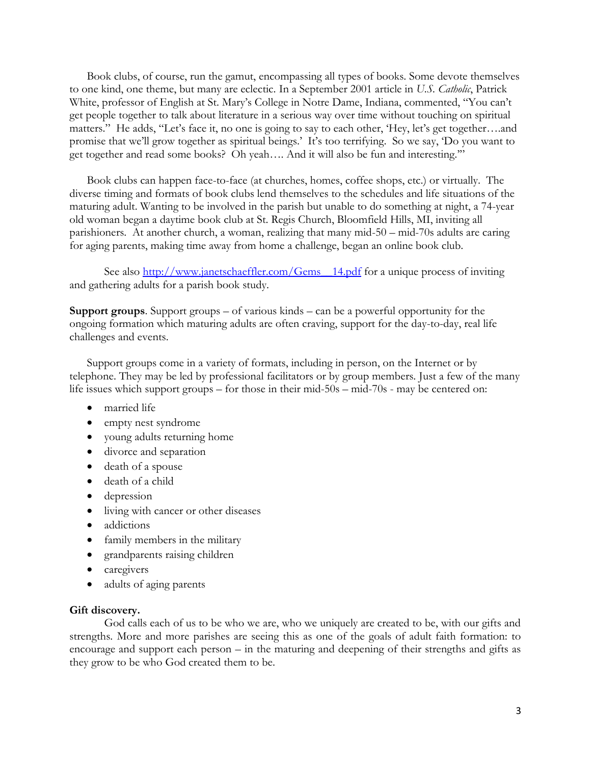Book clubs, of course, run the gamut, encompassing all types of books. Some devote themselves to one kind, one theme, but many are eclectic. In a September 2001 article in *U.S. Catholic*, Patrick White, professor of English at St. Mary's College in Notre Dame, Indiana, commented, "You can't get people together to talk about literature in a serious way over time without touching on spiritual matters." He adds, "Let's face it, no one is going to say to each other, 'Hey, let's get together….and promise that we'll grow together as spiritual beings.' It's too terrifying. So we say, 'Do you want to get together and read some books? Oh yeah…. And it will also be fun and interesting.'"

Book clubs can happen face-to-face (at churches, homes, coffee shops, etc.) or virtually. The diverse timing and formats of book clubs lend themselves to the schedules and life situations of the maturing adult. Wanting to be involved in the parish but unable to do something at night, a 74-year old woman began a daytime book club at St. Regis Church, Bloomfield Hills, MI, inviting all parishioners. At another church, a woman, realizing that many mid-50 – mid-70s adults are caring for aging parents, making time away from home a challenge, began an online book club.

See also [http://www.janetschaeffler.com/Gems__14.pdf](http://www.janetschaeffler.com/Gems__14.pdf) for a unique process of inviting and gathering adults for a parish book study.

**Support groups**. Support groups – of various kinds – can be a powerful opportunity for the ongoing formation which maturing adults are often craving, support for the day-to-day, real life challenges and events.

Support groups come in a variety of formats, including in person, on the Internet or by telephone. They may be led by professional facilitators or by group members. Just a few of the many life issues which support groups – for those in their mid-50s – mid-70s - may be centered on:

- married life
- empty nest syndrome
- young adults returning home
- divorce and separation
- death of a spouse
- death of a child
- depression
- living with cancer or other diseases
- addictions
- family members in the military
- grandparents raising children
- caregivers
- adults of aging parents

**Gift discovery.**

God calls each of us to be who we are, who we uniquely are created to be, with our gifts and strengths. More and more parishes are seeing this as one of the goals of adult faith formation: to encourage and support each person – in the maturing and deepening of their strengths and gifts as they grow to be who God created them to be.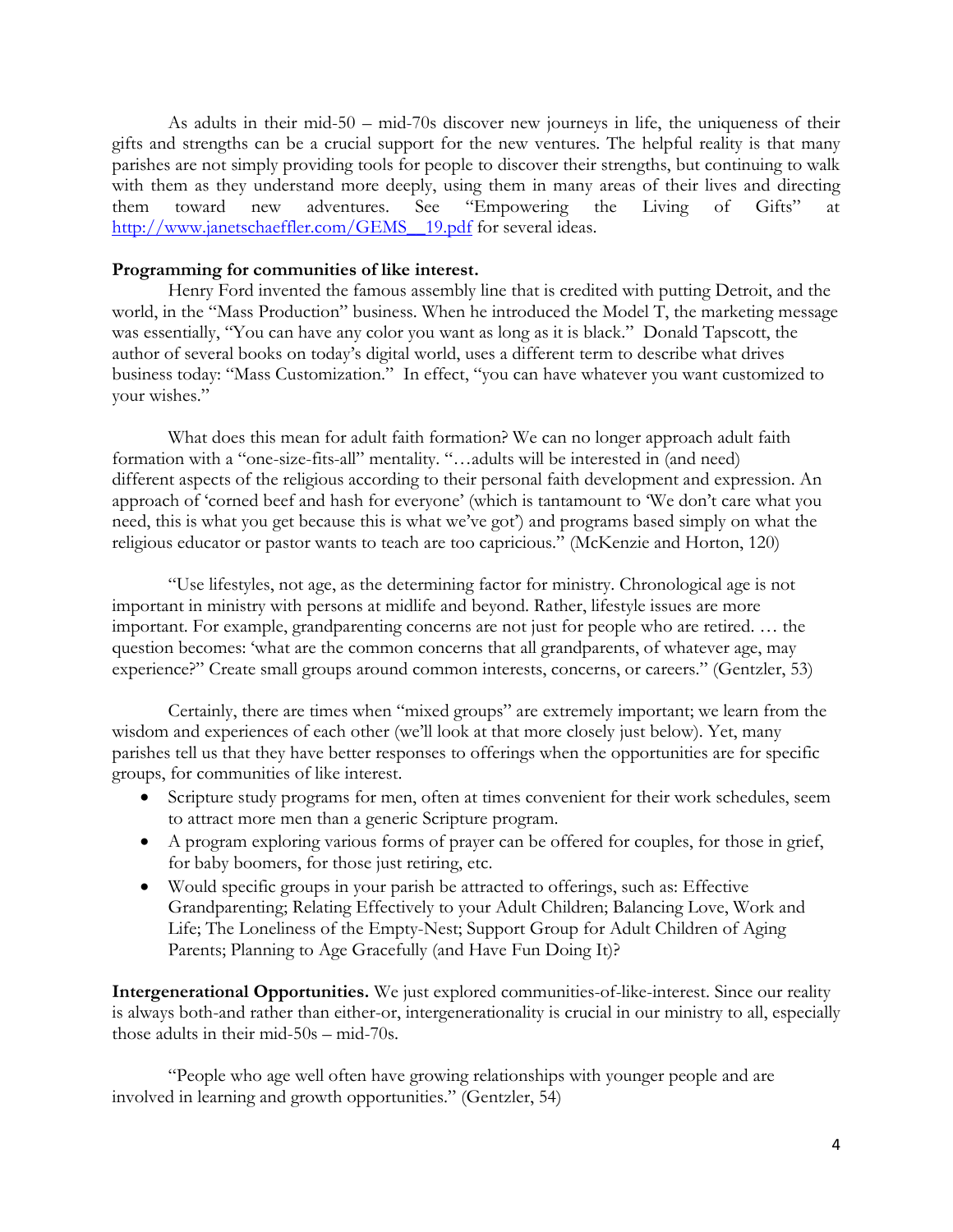As adults in their mid-50 – mid-70s discover new journeys in life, the uniqueness of their gifts and strengths can be a crucial support for the new ventures. The helpful reality is that many parishes are not simply providing tools for people to discover their strengths, but continuing to walk with them as they understand more deeply, using them in many areas of their lives and directing them toward new adventures. See "Empowering the Living of Gifts" at [http://www.janetschaeffler.com/GEMS__19.pdf](http://www.janetschaeffler.com/GEMS__19.pdf) for several ideas.

**Programming for communities of like interest.**

Henry Ford invented the famous assembly line that is credited with putting Detroit, and the world, in the "Mass Production" business. When he introduced the Model T, the marketing message was essentially, "You can have any color you want as long as it is black." Donald Tapscott, the author of several books on today's digital world, uses a different term to describe what drives business today: "Mass Customization." In effect, "you can have whatever you want customized to your wishes."

What does this mean for adult faith formation? We can no longer approach adult faith formation with a "one-size-fits-all" mentality. "…adults will be interested in (and need) different aspects of the religious according to their personal faith development and expression. An approach of 'corned beef and hash for everyone' (which is tantamount to 'We don't care what you need, this is what you get because this is what we've got') and programs based simply on what the religious educator or pastor wants to teach are too capricious." (McKenzie and Horton, 120)

"Use lifestyles, not age, as the determining factor for ministry. Chronological age is not important in ministry with persons at midlife and beyond. Rather, lifestyle issues are more important. For example, grandparenting concerns are not just for people who are retired. … the question becomes: 'what are the common concerns that all grandparents, of whatever age, may experience?" Create small groups around common interests, concerns, or careers." (Gentzler, 53)

Certainly, there are times when "mixed groups" are extremely important; we learn from the wisdom and experiences of each other (we'll look at that more closely just below). Yet, many parishes tell us that they have better responses to offerings when the opportunities are for specific groups, for communities of like interest.

- Scripture study programs for men, often at times convenient for their work schedules, seem to attract more men than a generic Scripture program.
- A program exploring various forms of prayer can be offered for couples, for those in grief, for baby boomers, for those just retiring, etc.
- Would specific groups in your parish be attracted to offerings, such as: Effective Grandparenting; Relating Effectively to your Adult Children; Balancing Love, Work and Life; The Loneliness of the Empty-Nest; Support Group for Adult Children of Aging Parents; Planning to Age Gracefully (and Have Fun Doing It)?

**Intergenerational Opportunities.** We just explored communities-of-like-interest. Since our reality is always both-and rather than either-or, intergenerationality is crucial in our ministry to all, especially those adults in their mid-50s – mid-70s.

"People who age well often have growing relationships with younger people and are involved in learning and growth opportunities." (Gentzler, 54)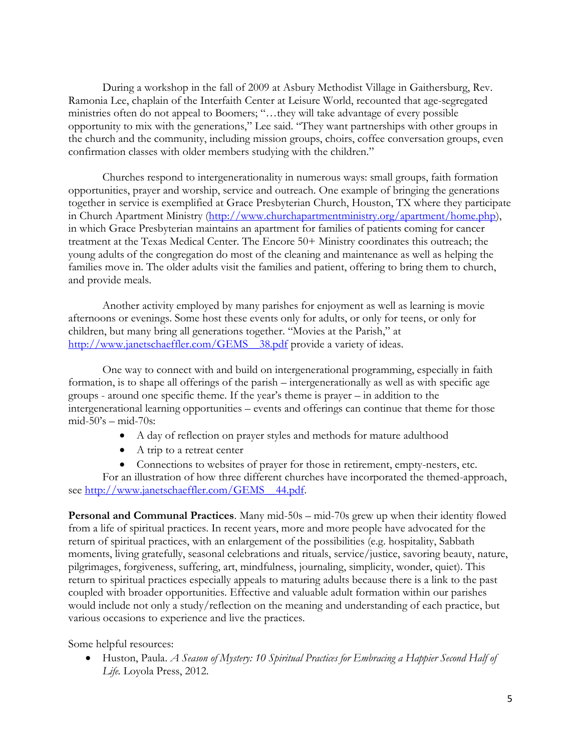During a workshop in the fall of 2009 at Asbury Methodist Village in Gaithersburg, Rev. Ramonia Lee, chaplain of the Interfaith Center at Leisure World, recounted that age-segregated ministries often do not appeal to Boomers; "…they will take advantage of every possible opportunity to mix with the generations," Lee said. "They want partnerships with other groups in the church and the community, including mission groups, choirs, coffee conversation groups, even confirmation classes with older members studying with the children."

Churches respond to intergenerationality in numerous ways: small groups, faith formation opportunities, prayer and worship, service and outreach. One example of bringing the generations together in service is exemplified at Grace Presbyterian Church, Houston, TX where they participate in Church Apartment Ministry (http://www.churchapartmentministry.org/apartment/home.php), in which Grace Presbyterian maintains an apartment for families of patients coming for cancer treatment at the Texas Medical Center. The Encore 50+ Ministry coordinates this outreach; the young adults of the congregation do most of the cleaning and maintenance as well as helping the families move in. The older adults visit the families and patient, offering to bring them to church, and provide meals.

Another activity employed by many parishes for enjoyment as well as learning is movie afternoons or evenings. Some host these events only for adults, or only for teens, or only for children, but many bring all generations together. "Movies at the Parish," at http://www.janetschaeffler.com/GEMS__38.pdf provide a variety of ideas.

One way to connect with and build on intergenerational programming, especially in faith formation, is to shape all offerings of the parish – intergenerationally as well as with specific age groups - around one specific theme. If the year's theme is prayer – in addition to the intergenerational learning opportunities – events and offerings can continue that theme for those mid-50's – mid-70s:

- A day of reflection on prayer styles and methods for mature adulthood
- A trip to a retreat center
- Connections to websites of prayer for those in retirement, empty-nesters, etc.

For an illustration of how three different churches have incorporated the themed-approach, see http://www.janetschaeffler.com/GEMS__44.pdf.

**Personal and Communal Practices**. Many mid-50s – mid-70s grew up when their identity flowed from a life of spiritual practices. In recent years, more and more people have advocated for the return of spiritual practices, with an enlargement of the possibilities (e.g. hospitality, Sabbath moments, living gratefully, seasonal celebrations and rituals, service/justice, savoring beauty, nature, pilgrimages, forgiveness, suffering, art, mindfulness, journaling, simplicity, wonder, quiet). This return to spiritual practices especially appeals to maturing adults because there is a link to the past coupled with broader opportunities. Effective and valuable adult formation within our parishes would include not only a study/reflection on the meaning and understanding of each practice, but various occasions to experience and live the practices.

Some helpful resources:

- Huston, Paula. *A Season of Mystery: 10 Spiritual Practices for Embracing a Happier Second Half of Life.* Loyola Press, 2012.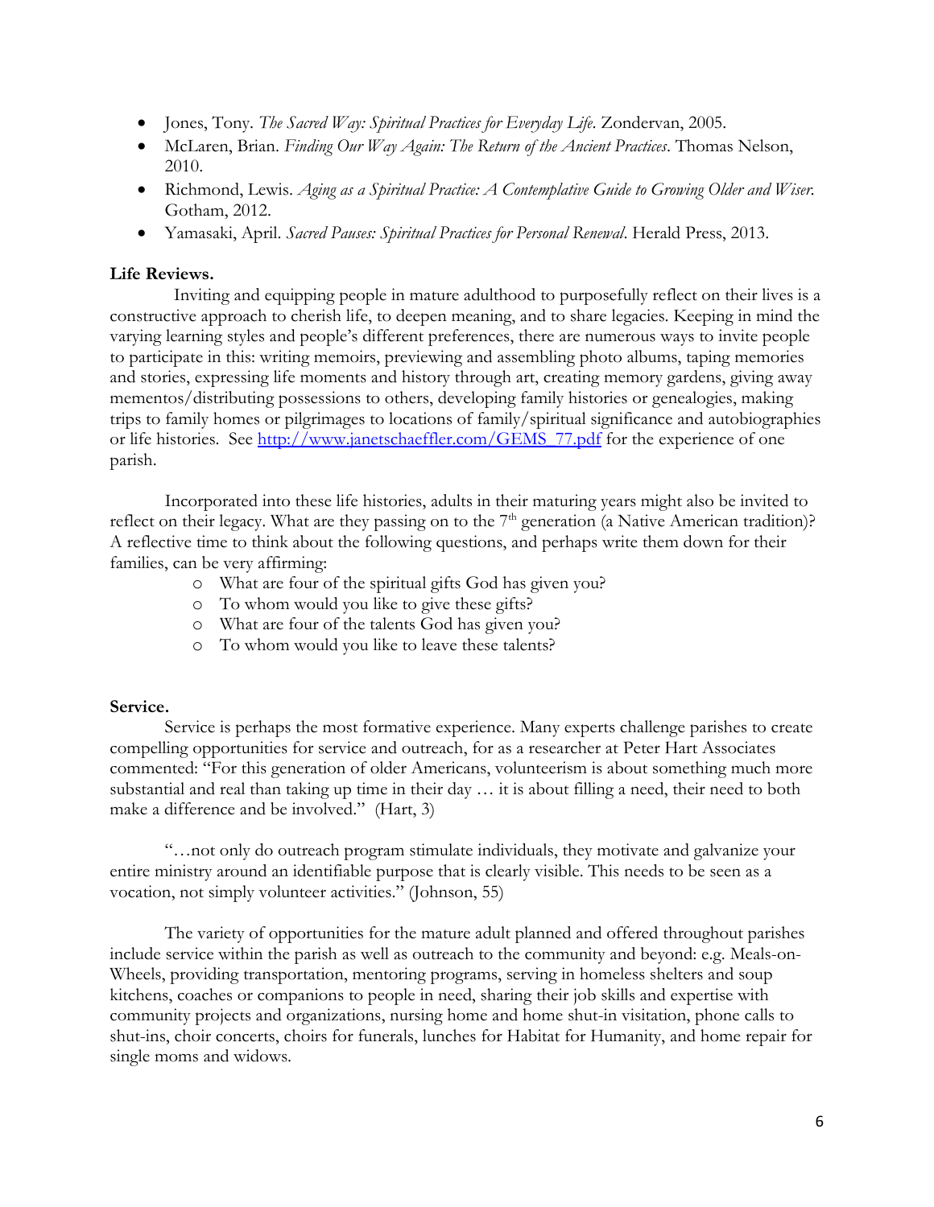- Jones, Tony. *The Sacred Way: Spiritual Practices for Everyday Life*. Zondervan, 2005.
- McLaren, Brian. *Finding Our Way Again: The Return of the Ancient Practices*. Thomas Nelson, 2010.
- Richmond, Lewis. *Aging as a Spiritual Practice: A Contemplative Guide to Growing Older and Wiser.* Gotham, 2012.
- Yamasaki, April. *Sacred Pauses: Spiritual Practices for Personal Renewal*. Herald Press, 2013.

**Life Reviews.**

Inviting and equipping people in mature adulthood to purposefully reflect on their lives is a constructive approach to cherish life, to deepen meaning, and to share legacies. Keeping in mind the varying learning styles and people's different preferences, there are numerous ways to invite people to participate in this: writing memoirs, previewing and assembling photo albums, taping memories and stories, expressing life moments and history through art, creating memory gardens, giving away mementos/distributing possessions to others, developing family histories or genealogies, making trips to family homes or pilgrimages to locations of family/spiritual significance and autobiographies or life histories. See [http://www.janetschaeffler.com/GEMS_77.pdf](http://www.janetschaeffler.com/GEMS_77.pdf) for the experience of one parish.

Incorporated into these life histories, adults in their maturing years might also be invited to reflect on their legacy. What are they passing on to the 7th generation (a Native American tradition)? A reflective time to think about the following questions, and perhaps write them down for their families, can be very affirming:

- What are four of the spiritual gifts God has given you?
- To whom would you like to give these gifts?
- What are four of the talents God has given you?
- To whom would you like to leave these talents?

**Service.**

Service is perhaps the most formative experience. Many experts challenge parishes to create compelling opportunities for service and outreach, for as a researcher at Peter Hart Associates commented: "For this generation of older Americans, volunteerism is about something much more substantial and real than taking up time in their day … it is about filling a need, their need to both make a difference and be involved." (Hart, 3)

"…not only do outreach program stimulate individuals, they motivate and galvanize your entire ministry around an identifiable purpose that is clearly visible. This needs to be seen as a vocation, not simply volunteer activities." (Johnson, 55)

The variety of opportunities for the mature adult planned and offered throughout parishes include service within the parish as well as outreach to the community and beyond: e.g. Meals-on-Wheels, providing transportation, mentoring programs, serving in homeless shelters and soup kitchens, coaches or companions to people in need, sharing their job skills and expertise with community projects and organizations, nursing home and home shut-in visitation, phone calls to shut-ins, choir concerts, choirs for funerals, lunches for Habitat for Humanity, and home repair for single moms and widows.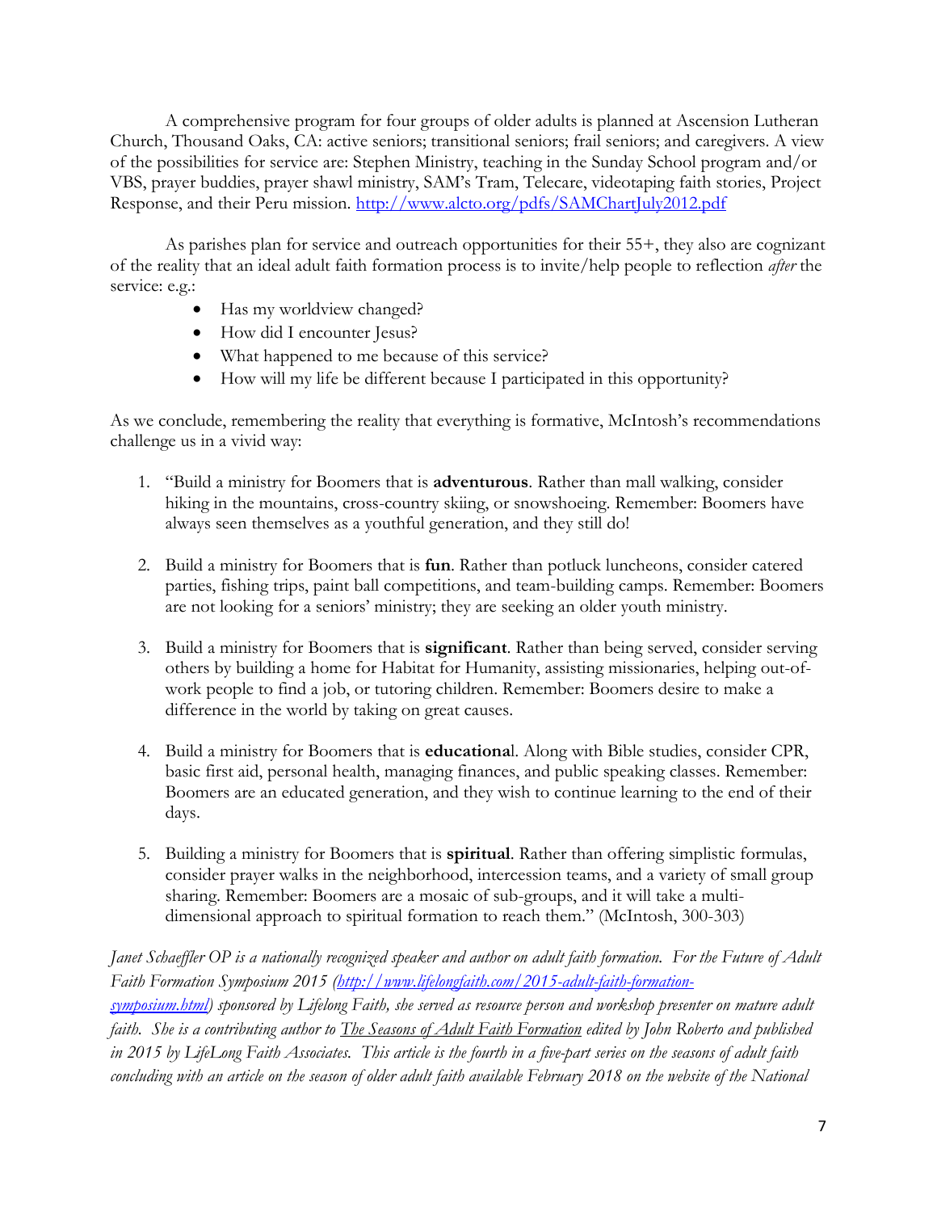A comprehensive program for four groups of older adults is planned at Ascension Lutheran Church, Thousand Oaks, CA: active seniors; transitional seniors; frail seniors; and caregivers. A view of the possibilities for service are: Stephen Ministry, teaching in the Sunday School program and/or VBS, prayer buddies, prayer shawl ministry, SAM's Tram, Telecare, videotaping faith stories, Project Response, and their Peru mission. http://www.alcto.org/pdfs/SAMChartJuly2012.pdf

As parishes plan for service and outreach opportunities for their 55+, they also are cognizant of the reality that an ideal adult faith formation process is to invite/help people to reflection *after* the service: e.g.:

- Has my worldview changed?
- How did I encounter Jesus?
- What happened to me because of this service?
- How will my life be different because I participated in this opportunity?

As we conclude, remembering the reality that everything is formative, McIntosh's recommendations challenge us in a vivid way:

1. "Build a ministry for Boomers that is **adventurous**. Rather than mall walking, consider hiking in the mountains, cross-country skiing, or snowshoeing. Remember: Boomers have always seen themselves as a youthful generation, and they still do!

2. Build a ministry for Boomers that is **fun**. Rather than potluck luncheons, consider catered parties, fishing trips, paint ball competitions, and team-building camps. Remember: Boomers are not looking for a seniors' ministry; they are seeking an older youth ministry.

3. Build a ministry for Boomers that is **significant**. Rather than being served, consider serving others by building a home for Habitat for Humanity, assisting missionaries, helping out-of-work people to find a job, or tutoring children. Remember: Boomers desire to make a difference in the world by taking on great causes.

4. Build a ministry for Boomers that is **educationa**l. Along with Bible studies, consider CPR, basic first aid, personal health, managing finances, and public speaking classes. Remember: Boomers are an educated generation, and they wish to continue learning to the end of their days.

5. Building a ministry for Boomers that is **spiritual**. Rather than offering simplistic formulas, consider prayer walks in the neighborhood, intercession teams, and a variety of small group sharing. Remember: Boomers are a mosaic of sub-groups, and it will take a multi-dimensional approach to spiritual formation to reach them." (McIntosh, 300-303)

*Janet Schaeffler OP is a nationally recognized speaker and author on adult faith formation. For the Future of Adult Faith Formation Symposium 2015 (http://www.lifelongfaith.com/2015-adult-faith-formation-symposium.html) sponsored by Lifelong Faith, she served as resource person and workshop presenter on mature adult faith. She is a contributing author to The Seasons of Adult Faith Formation edited by John Roberto and published in 2015 by LifeLong Faith Associates. This article is the fourth in a five-part series on the seasons of adult faith concluding with an article on the season of older adult faith available February 2018 on the website of the National*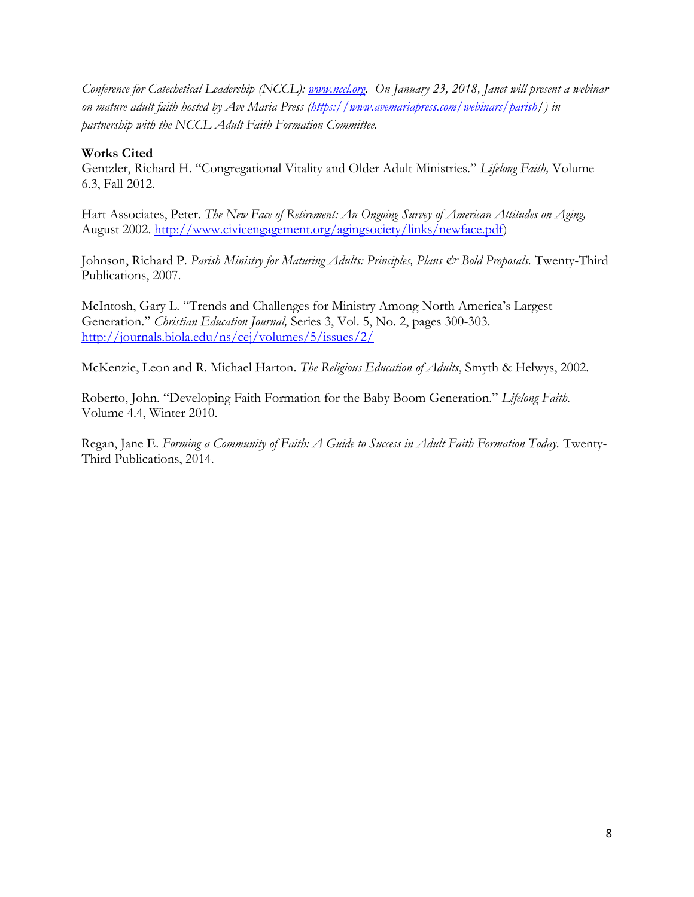*Conference for Catechetical Leadership (NCCL): www.nccl.org. On January 23, 2018, Janet will present a webinar on mature adult faith hosted by Ave Maria Press (https://www.avemariapress.com/webinars/parish/) in partnership with the NCCL Adult Faith Formation Committee.*

**Works Cited**

Gentzler, Richard H. "Congregational Vitality and Older Adult Ministries." *Lifelong Faith,* Volume 6.3, Fall 2012.

Hart Associates, Peter. *The New Face of Retirement: An Ongoing Survey of American Attitudes on Aging,* August 2002. http://www.civicengagement.org/agingsociety/links/newface.pdf)

Johnson, Richard P. *Parish Ministry for Maturing Adults: Principles, Plans & Bold Proposals.* Twenty-Third Publications, 2007.

McIntosh, Gary L. "Trends and Challenges for Ministry Among North America's Largest Generation." *Christian Education Journal,* Series 3, Vol. 5, No. 2, pages 300-303. http://journals.biola.edu/ns/cej/volumes/5/issues/2/

McKenzie, Leon and R. Michael Harton. *The Religious Education of Adults*, Smyth & Helwys, 2002.

Roberto, John. "Developing Faith Formation for the Baby Boom Generation." *Lifelong Faith.* Volume 4.4, Winter 2010.

Regan, Jane E. *Forming a Community of Faith: A Guide to Success in Adult Faith Formation Today.* Twenty-Third Publications, 2014.